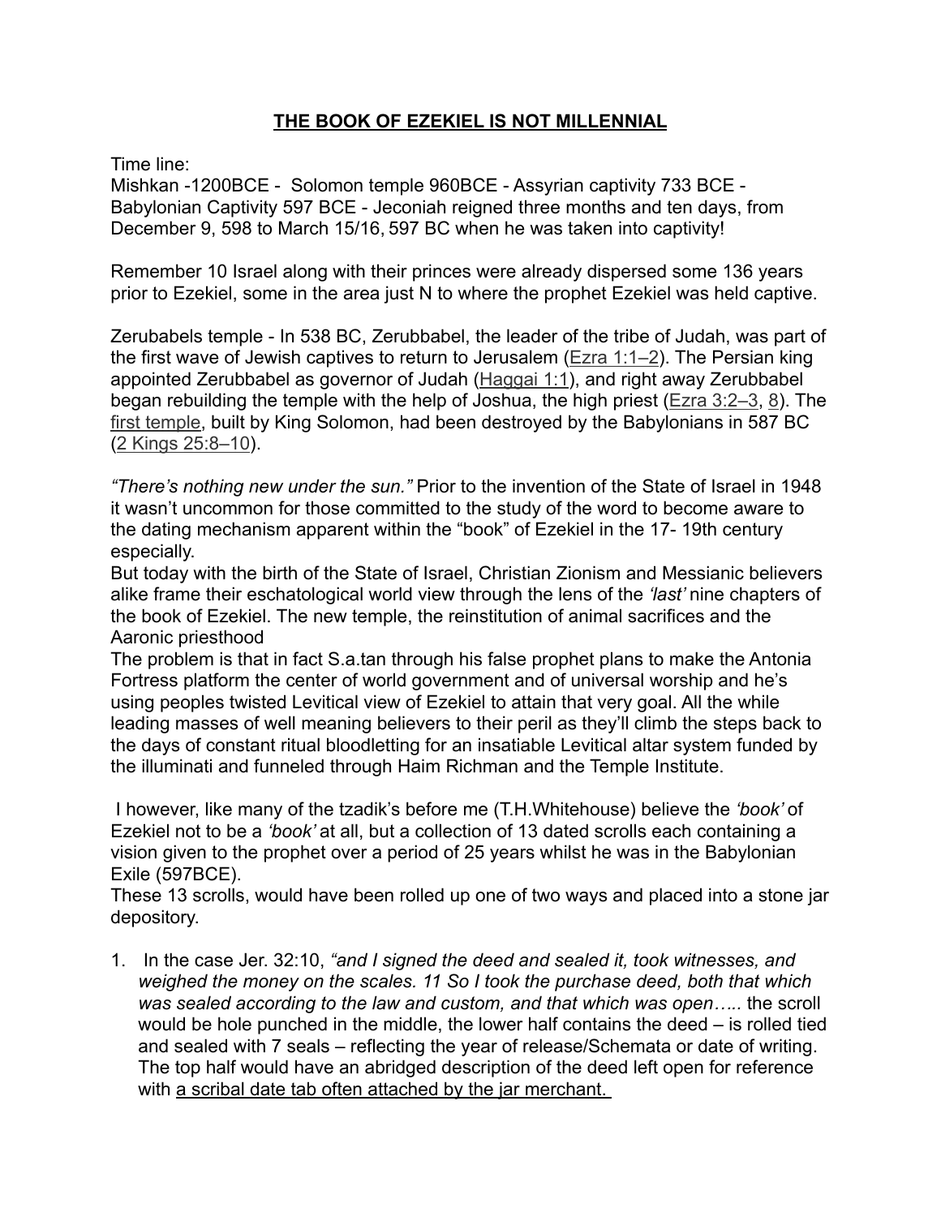# THE BOOK OF EZEKIEL IS NOT MILLENNIAL

Time line:
Mishkan -1200BCE - Solomon temple 960BCE - Assyrian captivity 733 BCE - Babylonian Captivity 597 BCE - Jeconiah reigned three months and ten days, from December 9, 598 to March 15/16, 597 BC when he was taken into captivity!

Remember 10 Israel along with their princes were already dispersed some 136 years prior to Ezekiel, some in the area just N to where the prophet Ezekiel was held captive.

Zerubabels temple - In 538 BC, Zerubbabel, the leader of the tribe of Judah, was part of the first wave of Jewish captives to return to Jerusalem (Ezra 1:1–2). The Persian king appointed Zerubbabel as governor of Judah (Haggai 1:1), and right away Zerubbabel began rebuilding the temple with the help of Joshua, the high priest (Ezra 3:2–3, 8). The first temple, built by King Solomon, had been destroyed by the Babylonians in 587 BC (2 Kings 25:8–10).

*"There's nothing new under the sun."* Prior to the invention of the State of Israel in 1948 it wasn't uncommon for those committed to the study of the word to become aware to the dating mechanism apparent within the "book" of Ezekiel in the 17- 19th century especially.
But today with the birth of the State of Israel, Christian Zionism and Messianic believers alike frame their eschatological world view through the lens of the *'last'* nine chapters of the book of Ezekiel. The new temple, the reinstitution of animal sacrifices and the Aaronic priesthood
The problem is that in fact S.a.tan through his false prophet plans to make the Antonia Fortress platform the center of world government and of universal worship and he's using peoples twisted Levitical view of Ezekiel to attain that very goal. All the while leading masses of well meaning believers to their peril as they'll climb the steps back to the days of constant ritual bloodletting for an insatiable Levitical altar system funded by the illuminati and funneled through Haim Richman and the Temple Institute.

I however, like many of the tzadik's before me (T.H.Whitehouse) believe the *'book'* of Ezekiel not to be a *'book'* at all, but a collection of 13 dated scrolls each containing a vision given to the prophet over a period of 25 years whilst he was in the Babylonian Exile (597BCE).
These 13 scrolls, would have been rolled up one of two ways and placed into a stone jar depository.

1. In the case Jer. 32:10, *"and I signed the deed and sealed it, took witnesses, and weighed the money on the scales. 11 So I took the purchase deed, both that which was sealed according to the law and custom, and that which was open…..* the scroll would be hole punched in the middle, the lower half contains the deed – is rolled tied and sealed with 7 seals – reflecting the year of release/Schemata or date of writing. The top half would have an abridged description of the deed left open for reference with a scribal date tab often attached by the jar merchant.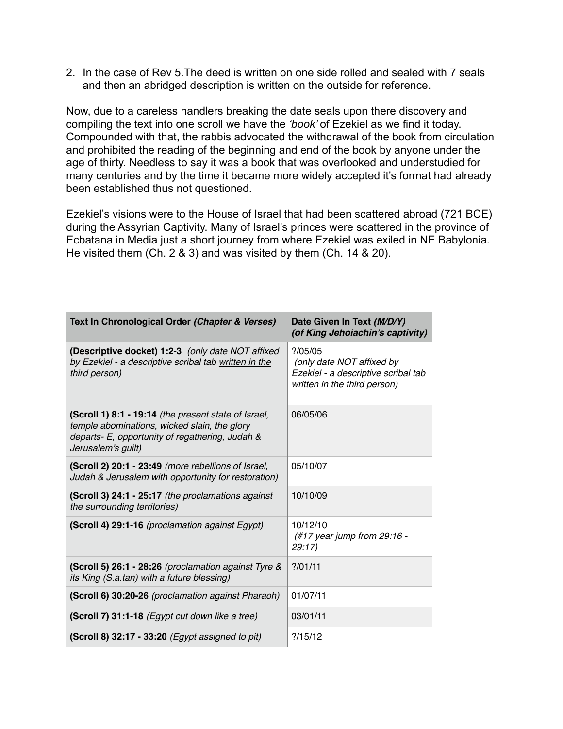2. In the case of Rev 5.The deed is written on one side rolled and sealed with 7 seals and then an abridged description is written on the outside for reference.

Now, due to a careless handlers breaking the date seals upon there discovery and compiling the text into one scroll we have the *'book'* of Ezekiel as we find it today. Compounded with that, the rabbis advocated the withdrawal of the book from circulation and prohibited the reading of the beginning and end of the book by anyone under the age of thirty. Needless to say it was a book that was overlooked and understudied for many centuries and by the time it became more widely accepted it's format had already been established thus not questioned.

Ezekiel's visions were to the House of Israel that had been scattered abroad (721 BCE) during the Assyrian Captivity. Many of Israel's princes were scattered in the province of Ecbatana in Media just a short journey from where Ezekiel was exiled in NE Babylonia. He visited them (Ch. 2 & 3) and was visited by them (Ch. 14 & 20).

| **Text In Chronological Order *(Chapter & Verses)*** | **Date Given In Text *(M/D/Y)* *(of King Jehoiachin's captivity)*** |
|---|---|
| **(Descriptive docket) 1:2-3** *(only date NOT affixed by Ezekiel - a descriptive scribal tab <u>written in the third person</u>)* | ?/05/05 *(only date NOT affixed by Ezekiel - a descriptive scribal tab <u>written in the third person</u>)* |
| **(Scroll 1) 8:1 - 19:14** *(the present state of Israel, temple abominations, wicked slain, the glory departs- E, opportunity of regathering, Judah & Jerusalem's guilt)* | 06/05/06 |
| **(Scroll 2) 20:1 - 23:49** *(more rebellions of Israel, Judah & Jerusalem with opportunity for restoration)* | 05/10/07 |
| **(Scroll 3) 24:1 - 25:17** *(the proclamations against the surrounding territories)* | 10/10/09 |
| **(Scroll 4) 29:1-16** *(proclamation against Egypt)* | 10/12/10 *(#17 year jump from 29:16 - 29:17)* |
| **(Scroll 5) 26:1 - 28:26** *(proclamation against Tyre & its King (S.a.tan) with a future blessing)* | ?/01/11 |
| **(Scroll 6) 30:20-26** *(proclamation against Pharaoh)* | 01/07/11 |
| **(Scroll 7) 31:1-18** *(Egypt cut down like a tree)* | 03/01/11 |
| **(Scroll 8) 32:17 - 33:20** *(Egypt assigned to pit)* | ?/15/12 |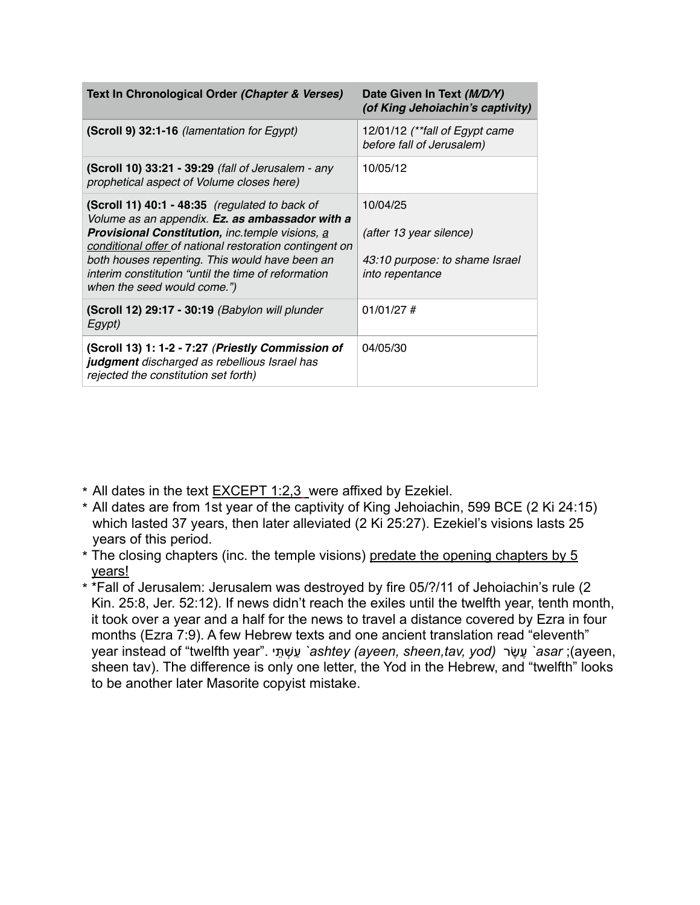| **Text In Chronological Order** ***(Chapter & Verses)*** | **Date Given In Text** ***(M/D/Y)*** ***(of King Jehoiachin's captivity)*** |
|---|---|
| **(Scroll 9) 32:1-16** *(lamentation for Egypt)* | 12/01/12 *(**fall of Egypt came before fall of Jerusalem)* |
| **(Scroll 10) 33:21 - 39:29** *(fall of Jerusalem - any prophetical aspect of Volume closes here)* | 10/05/12 |
| **(Scroll 11) 40:1 - 48:35** *(regulated to back of Volume as an appendix.* ***Ez. as ambassador with a Provisional Constitution,*** *inc.temple visions, a conditional offer of national restoration contingent on both houses repenting. This would have been an interim constitution "until the time of reformation when the seed would come.")* | 10/04/25<br><br>*(after 13 year silence)*<br><br>*43:10 purpose: to shame Israel into repentance* |
| **(Scroll 12) 29:17 - 30:19** *(Babylon will plunder Egypt)* | 01/01/27 # |
| **(Scroll 13) 1: 1-2 - 7:27** *(**Priestly Commission of judgment** discharged as rebellious Israel has rejected the constitution set forth)* | 04/05/30 |

* All dates in the text EXCEPT 1:2,3 were affixed by Ezekiel.
* All dates are from 1st year of the captivity of King Jehoiachin, 599 BCE (2 Ki 24:15) which lasted 37 years, then later alleviated (2 Ki 25:27). Ezekiel's visions lasts 25 years of this period.
* The closing chapters (inc. the temple visions) predate the opening chapters by 5 years!
* *Fall of Jerusalem: Jerusalem was destroyed by fire 05/?/11 of Jehoiachin's rule (2 Kin. 25:8, Jer. 52:12). If news didn't reach the exiles until the twelfth year, tenth month, it took over a year and a half for the news to travel a distance covered by Ezra in four months (Ezra 7:9). A few Hebrew texts and one ancient translation read "eleventh" year instead of "twelfth year". עַשְׁתֵּי *`ashtey (ayeen, sheen,tav, yod)* עָשָׂר *`asar* ;(ayeen, sheen tav). The difference is only one letter, the Yod in the Hebrew, and "twelfth" looks to be another later Masorite copyist mistake.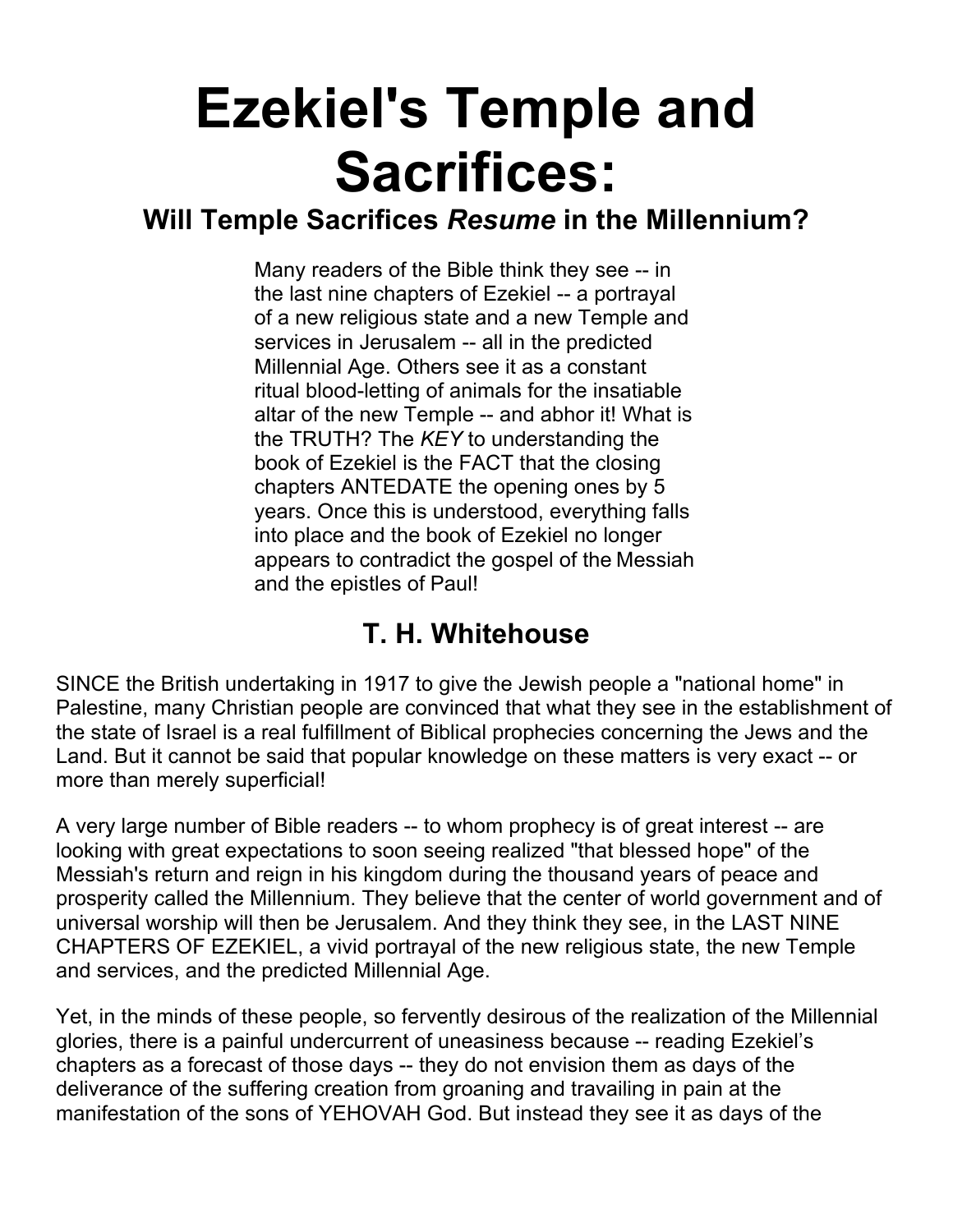# Ezekiel's Temple and Sacrifices:

### Will Temple Sacrifices *Resume* in the Millennium?

Many readers of the Bible think they see -- in the last nine chapters of Ezekiel -- a portrayal of a new religious state and a new Temple and services in Jerusalem -- all in the predicted Millennial Age. Others see it as a constant ritual blood-letting of animals for the insatiable altar of the new Temple -- and abhor it! What is the TRUTH? The *KEY* to understanding the book of Ezekiel is the FACT that the closing chapters ANTEDATE the opening ones by 5 years. Once this is understood, everything falls into place and the book of Ezekiel no longer appears to contradict the gospel of the Messiah and the epistles of Paul!

## T. H. Whitehouse

SINCE the British undertaking in 1917 to give the Jewish people a "national home" in Palestine, many Christian people are convinced that what they see in the establishment of the state of Israel is a real fulfillment of Biblical prophecies concerning the Jews and the Land. But it cannot be said that popular knowledge on these matters is very exact -- or more than merely superficial!

A very large number of Bible readers -- to whom prophecy is of great interest -- are looking with great expectations to soon seeing realized "that blessed hope" of the Messiah's return and reign in his kingdom during the thousand years of peace and prosperity called the Millennium. They believe that the center of world government and of universal worship will then be Jerusalem. And they think they see, in the LAST NINE CHAPTERS OF EZEKIEL, a vivid portrayal of the new religious state, the new Temple and services, and the predicted Millennial Age.

Yet, in the minds of these people, so fervently desirous of the realization of the Millennial glories, there is a painful undercurrent of uneasiness because -- reading Ezekiel's chapters as a forecast of those days -- they do not envision them as days of the deliverance of the suffering creation from groaning and travailing in pain at the manifestation of the sons of YEHOVAH God. But instead they see it as days of the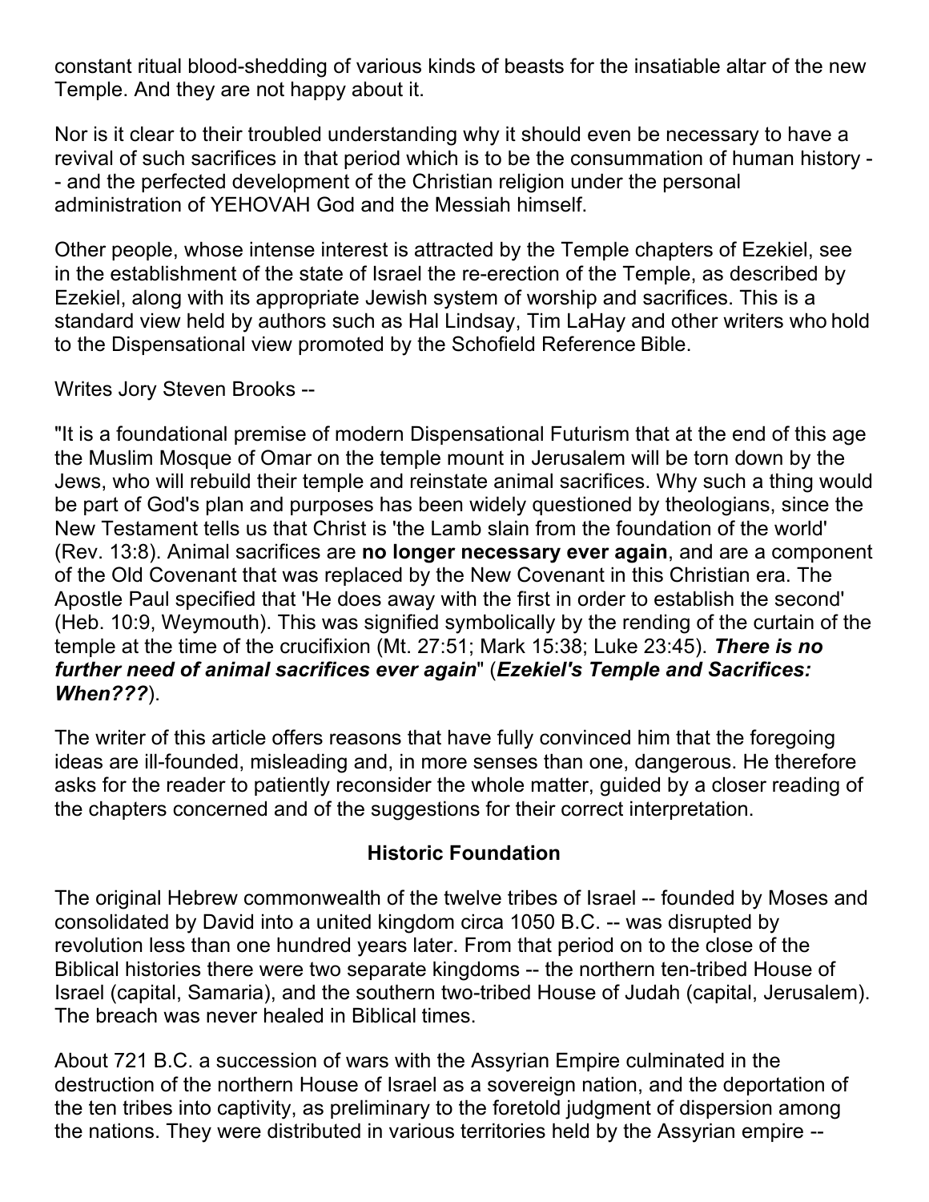constant ritual blood-shedding of various kinds of beasts for the insatiable altar of the new Temple. And they are not happy about it.

Nor is it clear to their troubled understanding why it should even be necessary to have a revival of such sacrifices in that period which is to be the consummation of human history -- and the perfected development of the Christian religion under the personal administration of YEHOVAH God and the Messiah himself.

Other people, whose intense interest is attracted by the Temple chapters of Ezekiel, see in the establishment of the state of Israel the re-erection of the Temple, as described by Ezekiel, along with its appropriate Jewish system of worship and sacrifices. This is a standard view held by authors such as Hal Lindsay, Tim LaHay and other writers who hold to the Dispensational view promoted by the Schofield Reference Bible.

Writes Jory Steven Brooks --

"It is a foundational premise of modern Dispensational Futurism that at the end of this age the Muslim Mosque of Omar on the temple mount in Jerusalem will be torn down by the Jews, who will rebuild their temple and reinstate animal sacrifices. Why such a thing would be part of God's plan and purposes has been widely questioned by theologians, since the New Testament tells us that Christ is 'the Lamb slain from the foundation of the world' (Rev. 13:8). Animal sacrifices are **no longer necessary ever again**, and are a component of the Old Covenant that was replaced by the New Covenant in this Christian era. The Apostle Paul specified that 'He does away with the first in order to establish the second' (Heb. 10:9, Weymouth). This was signified symbolically by the rending of the curtain of the temple at the time of the crucifixion (Mt. 27:51; Mark 15:38; Luke 23:45). ***There is no further need of animal sacrifices ever again***" (***Ezekiel's Temple and Sacrifices: When???***).

The writer of this article offers reasons that have fully convinced him that the foregoing ideas are ill-founded, misleading and, in more senses than one, dangerous. He therefore asks for the reader to patiently reconsider the whole matter, guided by a closer reading of the chapters concerned and of the suggestions for their correct interpretation.

## Historic Foundation

The original Hebrew commonwealth of the twelve tribes of Israel -- founded by Moses and consolidated by David into a united kingdom circa 1050 B.C. -- was disrupted by revolution less than one hundred years later. From that period on to the close of the Biblical histories there were two separate kingdoms -- the northern ten-tribed House of Israel (capital, Samaria), and the southern two-tribed House of Judah (capital, Jerusalem). The breach was never healed in Biblical times.

About 721 B.C. a succession of wars with the Assyrian Empire culminated in the destruction of the northern House of Israel as a sovereign nation, and the deportation of the ten tribes into captivity, as preliminary to the foretold judgment of dispersion among the nations. They were distributed in various territories held by the Assyrian empire --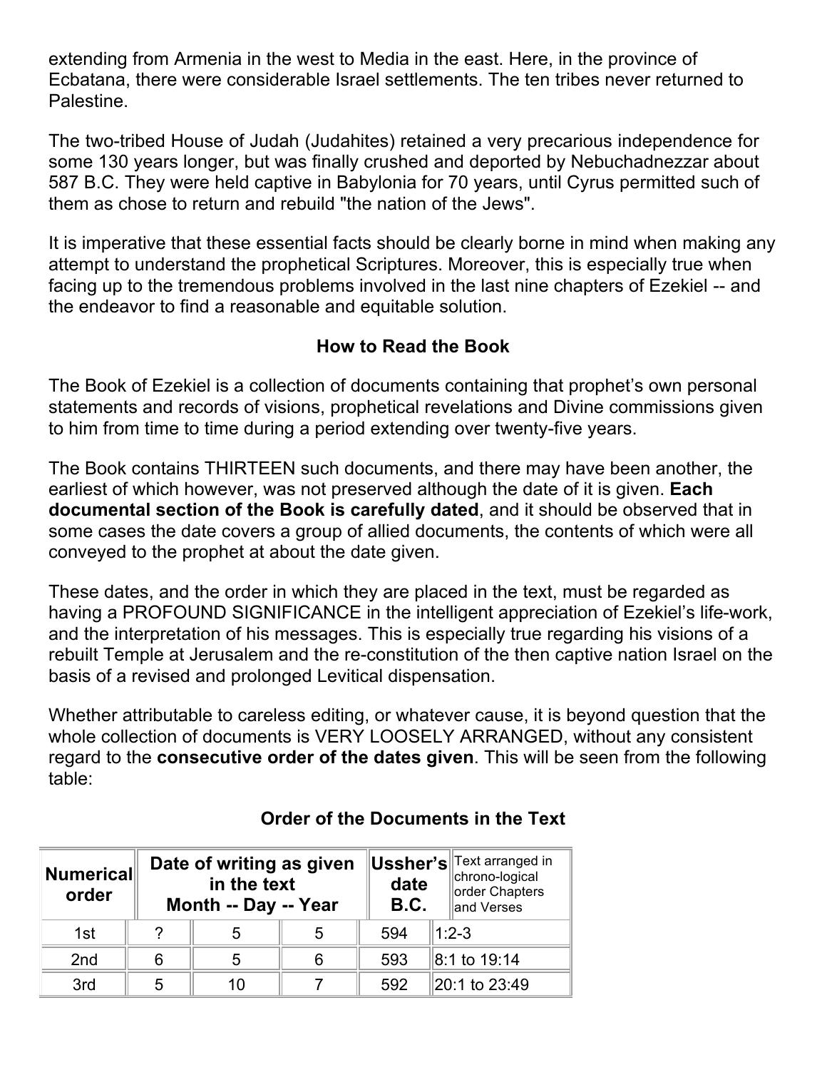extending from Armenia in the west to Media in the east. Here, in the province of Ecbatana, there were considerable Israel settlements. The ten tribes never returned to Palestine.

The two-tribed House of Judah (Judahites) retained a very precarious independence for some 130 years longer, but was finally crushed and deported by Nebuchadnezzar about 587 B.C. They were held captive in Babylonia for 70 years, until Cyrus permitted such of them as chose to return and rebuild "the nation of the Jews".

It is imperative that these essential facts should be clearly borne in mind when making any attempt to understand the prophetical Scriptures. Moreover, this is especially true when facing up to the tremendous problems involved in the last nine chapters of Ezekiel -- and the endeavor to find a reasonable and equitable solution.

### How to Read the Book

The Book of Ezekiel is a collection of documents containing that prophet's own personal statements and records of visions, prophetical revelations and Divine commissions given to him from time to time during a period extending over twenty-five years.

The Book contains THIRTEEN such documents, and there may have been another, the earliest of which however, was not preserved although the date of it is given. **Each documental section of the Book is carefully dated**, and it should be observed that in some cases the date covers a group of allied documents, the contents of which were all conveyed to the prophet at about the date given.

These dates, and the order in which they are placed in the text, must be regarded as having a PROFOUND SIGNIFICANCE in the intelligent appreciation of Ezekiel's life-work, and the interpretation of his messages. This is especially true regarding his visions of a rebuilt Temple at Jerusalem and the re-constitution of the then captive nation Israel on the basis of a revised and prolonged Levitical dispensation.

Whether attributable to careless editing, or whatever cause, it is beyond question that the whole collection of documents is VERY LOOSELY ARRANGED, without any consistent regard to the **consecutive order of the dates given**. This will be seen from the following table:

### Order of the Documents in the Text

| Numerical order | Date of writing as given in the text Month -- Day -- Year | | | Ussher's date B.C. | Text arranged in chrono-logical order Chapters and Verses |
|---|---|---|---|---|---|
| 1st | ? | 5 | 5 | 594 | 1:2-3 |
| 2nd | 6 | 5 | 6 | 593 | 8:1 to 19:14 |
| 3rd | 5 | 10 | 7 | 592 | 20:1 to 23:49 |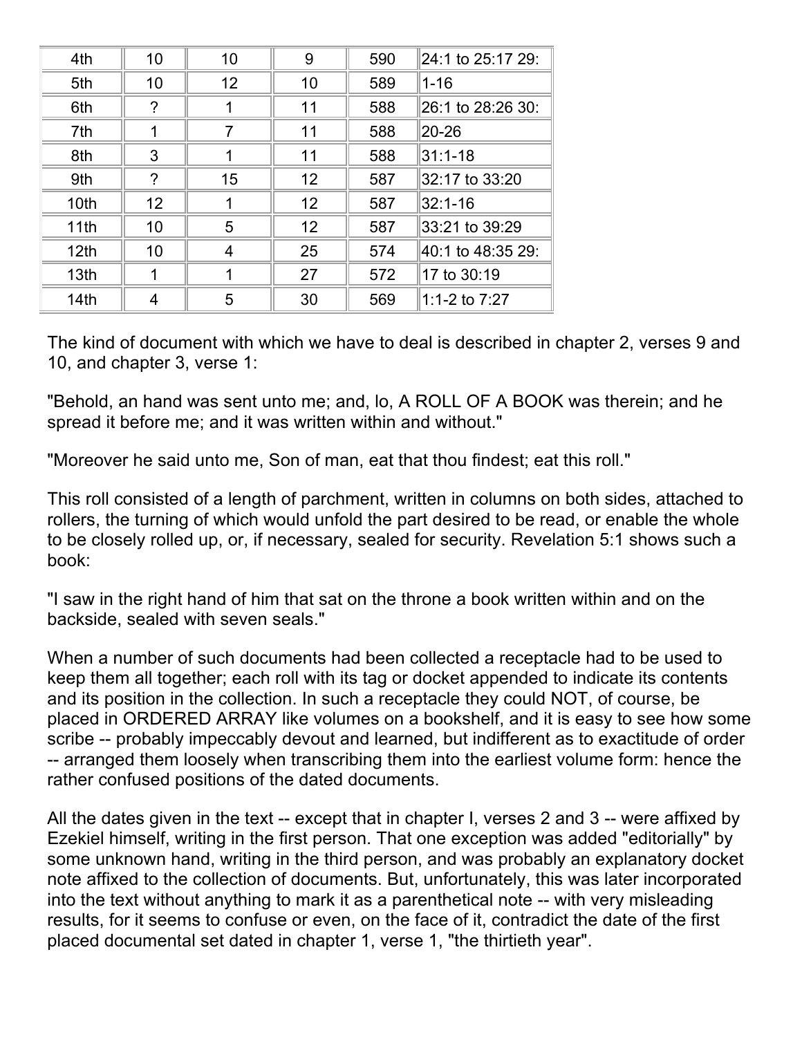| 4th | 10 | 10 | 9 | 590 | 24:1 to 25:17 29: |
|---|---|---|---|---|---|
| 5th | 10 | 12 | 10 | 589 | 1-16 |
| 6th | ? | 1 | 11 | 588 | 26:1 to 28:26 30: |
| 7th | 1 | 7 | 11 | 588 | 20-26 |
| 8th | 3 | 1 | 11 | 588 | 31:1-18 |
| 9th | ? | 15 | 12 | 587 | 32:17 to 33:20 |
| 10th | 12 | 1 | 12 | 587 | 32:1-16 |
| 11th | 10 | 5 | 12 | 587 | 33:21 to 39:29 |
| 12th | 10 | 4 | 25 | 574 | 40:1 to 48:35 29: |
| 13th | 1 | 1 | 27 | 572 | 17 to 30:19 |
| 14th | 4 | 5 | 30 | 569 | 1:1-2 to 7:27 |

The kind of document with which we have to deal is described in chapter 2, verses 9 and 10, and chapter 3, verse 1:

"Behold, an hand was sent unto me; and, lo, A ROLL OF A BOOK was therein; and he spread it before me; and it was written within and without."

"Moreover he said unto me, Son of man, eat that thou findest; eat this roll."

This roll consisted of a length of parchment, written in columns on both sides, attached to rollers, the turning of which would unfold the part desired to be read, or enable the whole to be closely rolled up, or, if necessary, sealed for security. Revelation 5:1 shows such a book:

"I saw in the right hand of him that sat on the throne a book written within and on the backside, sealed with seven seals."

When a number of such documents had been collected a receptacle had to be used to keep them all together; each roll with its tag or docket appended to indicate its contents and its position in the collection. In such a receptacle they could NOT, of course, be placed in ORDERED ARRAY like volumes on a bookshelf, and it is easy to see how some scribe -- probably impeccably devout and learned, but indifferent as to exactitude of order -- arranged them loosely when transcribing them into the earliest volume form: hence the rather confused positions of the dated documents.

All the dates given in the text -- except that in chapter I, verses 2 and 3 -- were affixed by Ezekiel himself, writing in the first person. That one exception was added "editorially" by some unknown hand, writing in the third person, and was probably an explanatory docket note affixed to the collection of documents. But, unfortunately, this was later incorporated into the text without anything to mark it as a parenthetical note -- with very misleading results, for it seems to confuse or even, on the face of it, contradict the date of the first placed documental set dated in chapter 1, verse 1, "the thirtieth year".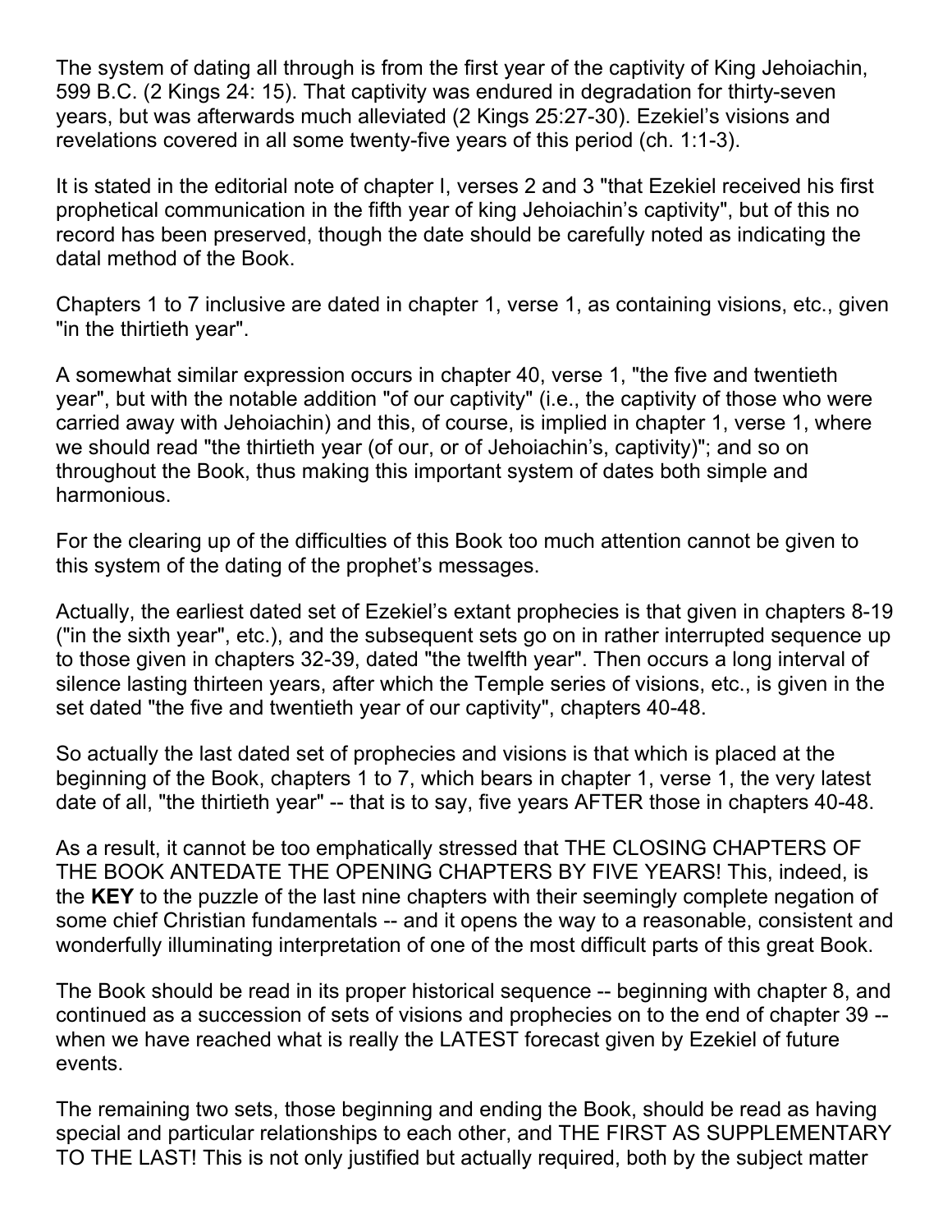The system of dating all through is from the first year of the captivity of King Jehoiachin, 599 B.C. (2 Kings 24: 15). That captivity was endured in degradation for thirty-seven years, but was afterwards much alleviated (2 Kings 25:27-30). Ezekiel's visions and revelations covered in all some twenty-five years of this period (ch. 1:1-3).

It is stated in the editorial note of chapter I, verses 2 and 3 "that Ezekiel received his first prophetical communication in the fifth year of king Jehoiachin's captivity", but of this no record has been preserved, though the date should be carefully noted as indicating the datal method of the Book.

Chapters 1 to 7 inclusive are dated in chapter 1, verse 1, as containing visions, etc., given "in the thirtieth year".

A somewhat similar expression occurs in chapter 40, verse 1, "the five and twentieth year", but with the notable addition "of our captivity" (i.e., the captivity of those who were carried away with Jehoiachin) and this, of course, is implied in chapter 1, verse 1, where we should read "the thirtieth year (of our, or of Jehoiachin's, captivity)"; and so on throughout the Book, thus making this important system of dates both simple and harmonious.

For the clearing up of the difficulties of this Book too much attention cannot be given to this system of the dating of the prophet's messages.

Actually, the earliest dated set of Ezekiel's extant prophecies is that given in chapters 8-19 ("in the sixth year", etc.), and the subsequent sets go on in rather interrupted sequence up to those given in chapters 32-39, dated "the twelfth year". Then occurs a long interval of silence lasting thirteen years, after which the Temple series of visions, etc., is given in the set dated "the five and twentieth year of our captivity", chapters 40-48.

So actually the last dated set of prophecies and visions is that which is placed at the beginning of the Book, chapters 1 to 7, which bears in chapter 1, verse 1, the very latest date of all, "the thirtieth year" -- that is to say, five years AFTER those in chapters 40-48.

As a result, it cannot be too emphatically stressed that THE CLOSING CHAPTERS OF THE BOOK ANTEDATE THE OPENING CHAPTERS BY FIVE YEARS! This, indeed, is the **KEY** to the puzzle of the last nine chapters with their seemingly complete negation of some chief Christian fundamentals -- and it opens the way to a reasonable, consistent and wonderfully illuminating interpretation of one of the most difficult parts of this great Book.

The Book should be read in its proper historical sequence -- beginning with chapter 8, and continued as a succession of sets of visions and prophecies on to the end of chapter 39 -- when we have reached what is really the LATEST forecast given by Ezekiel of future events.

The remaining two sets, those beginning and ending the Book, should be read as having special and particular relationships to each other, and THE FIRST AS SUPPLEMENTARY TO THE LAST! This is not only justified but actually required, both by the subject matter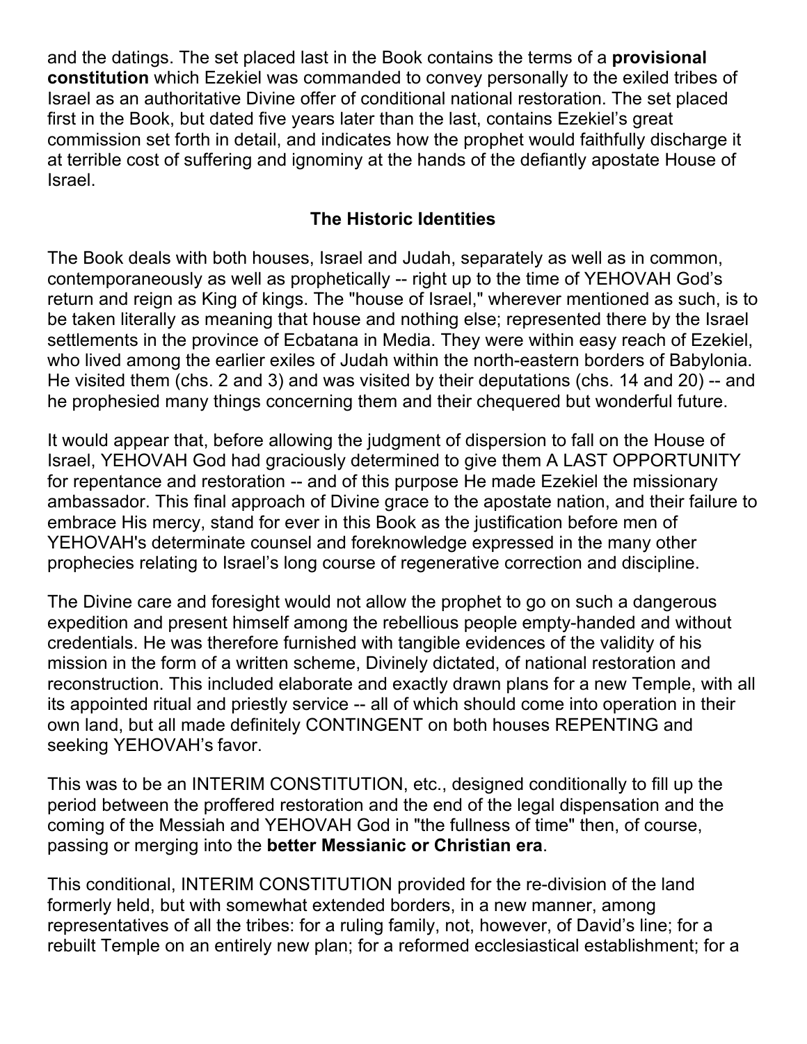and the datings. The set placed last in the Book contains the terms of a **provisional constitution** which Ezekiel was commanded to convey personally to the exiled tribes of Israel as an authoritative Divine offer of conditional national restoration. The set placed first in the Book, but dated five years later than the last, contains Ezekiel's great commission set forth in detail, and indicates how the prophet would faithfully discharge it at terrible cost of suffering and ignominy at the hands of the defiantly apostate House of Israel.

### The Historic Identities

The Book deals with both houses, Israel and Judah, separately as well as in common, contemporaneously as well as prophetically -- right up to the time of YEHOVAH God's return and reign as King of kings. The "house of Israel," wherever mentioned as such, is to be taken literally as meaning that house and nothing else; represented there by the Israel settlements in the province of Ecbatana in Media. They were within easy reach of Ezekiel, who lived among the earlier exiles of Judah within the north-eastern borders of Babylonia. He visited them (chs. 2 and 3) and was visited by their deputations (chs. 14 and 20) -- and he prophesied many things concerning them and their chequered but wonderful future.

It would appear that, before allowing the judgment of dispersion to fall on the House of Israel, YEHOVAH God had graciously determined to give them A LAST OPPORTUNITY for repentance and restoration -- and of this purpose He made Ezekiel the missionary ambassador. This final approach of Divine grace to the apostate nation, and their failure to embrace His mercy, stand for ever in this Book as the justification before men of YEHOVAH's determinate counsel and foreknowledge expressed in the many other prophecies relating to Israel's long course of regenerative correction and discipline.

The Divine care and foresight would not allow the prophet to go on such a dangerous expedition and present himself among the rebellious people empty-handed and without credentials. He was therefore furnished with tangible evidences of the validity of his mission in the form of a written scheme, Divinely dictated, of national restoration and reconstruction. This included elaborate and exactly drawn plans for a new Temple, with all its appointed ritual and priestly service -- all of which should come into operation in their own land, but all made definitely CONTINGENT on both houses REPENTING and seeking YEHOVAH's favor.

This was to be an INTERIM CONSTITUTION, etc., designed conditionally to fill up the period between the proffered restoration and the end of the legal dispensation and the coming of the Messiah and YEHOVAH God in "the fullness of time" then, of course, passing or merging into the **better Messianic or Christian era**.

This conditional, INTERIM CONSTITUTION provided for the re-division of the land formerly held, but with somewhat extended borders, in a new manner, among representatives of all the tribes: for a ruling family, not, however, of David's line; for a rebuilt Temple on an entirely new plan; for a reformed ecclesiastical establishment; for a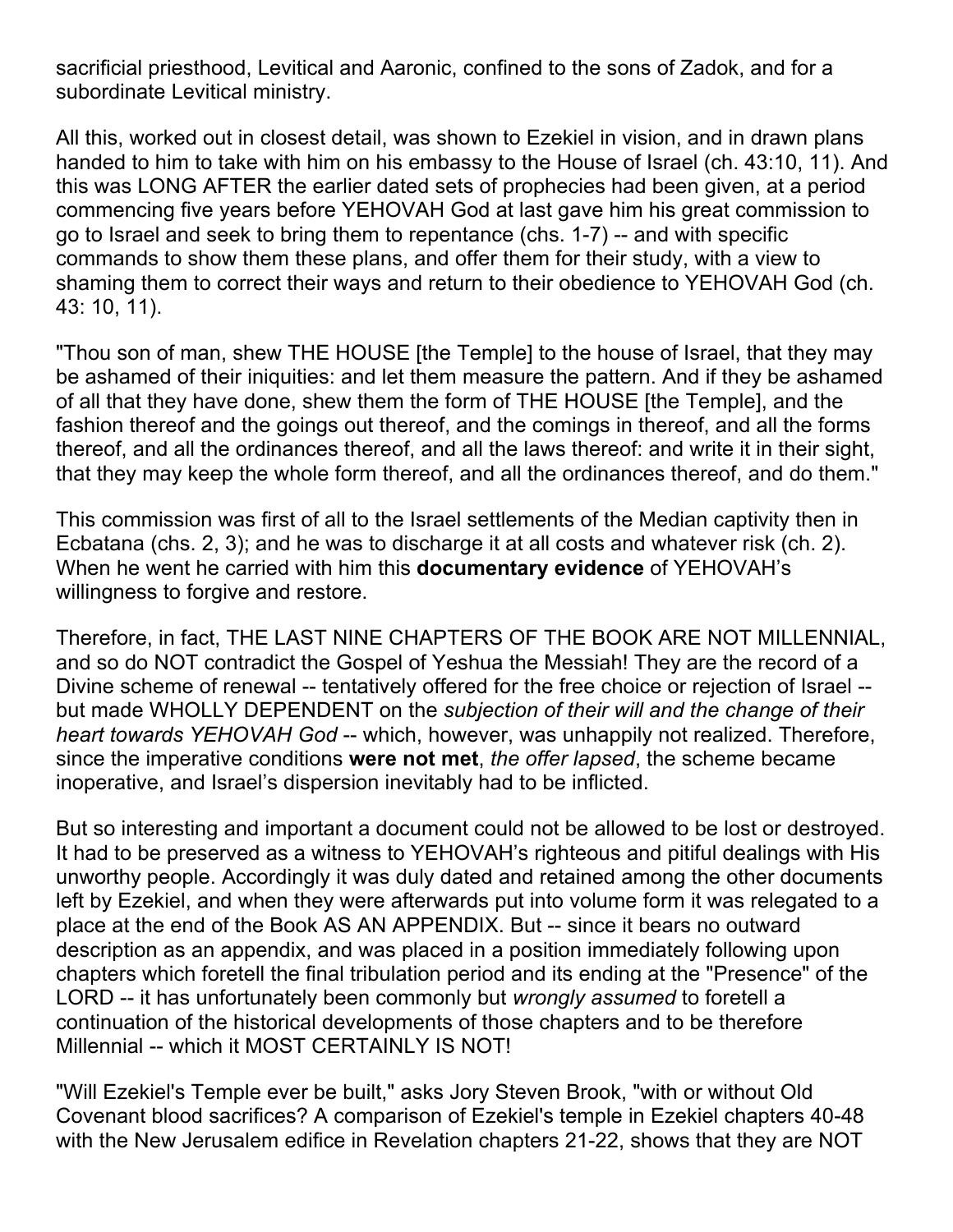sacrificial priesthood, Levitical and Aaronic, confined to the sons of Zadok, and for a subordinate Levitical ministry.

All this, worked out in closest detail, was shown to Ezekiel in vision, and in drawn plans handed to him to take with him on his embassy to the House of Israel (ch. 43:10, 11). And this was LONG AFTER the earlier dated sets of prophecies had been given, at a period commencing five years before YEHOVAH God at last gave him his great commission to go to Israel and seek to bring them to repentance (chs. 1-7) -- and with specific commands to show them these plans, and offer them for their study, with a view to shaming them to correct their ways and return to their obedience to YEHOVAH God (ch. 43: 10, 11).

"Thou son of man, shew THE HOUSE [the Temple] to the house of Israel, that they may be ashamed of their iniquities: and let them measure the pattern. And if they be ashamed of all that they have done, shew them the form of THE HOUSE [the Temple], and the fashion thereof and the goings out thereof, and the comings in thereof, and all the forms thereof, and all the ordinances thereof, and all the laws thereof: and write it in their sight, that they may keep the whole form thereof, and all the ordinances thereof, and do them."

This commission was first of all to the Israel settlements of the Median captivity then in Ecbatana (chs. 2, 3); and he was to discharge it at all costs and whatever risk (ch. 2). When he went he carried with him this **documentary evidence** of YEHOVAH's willingness to forgive and restore.

Therefore, in fact, THE LAST NINE CHAPTERS OF THE BOOK ARE NOT MILLENNIAL, and so do NOT contradict the Gospel of Yeshua the Messiah! They are the record of a Divine scheme of renewal -- tentatively offered for the free choice or rejection of Israel -- but made WHOLLY DEPENDENT on the *subjection of their will and the change of their heart towards YEHOVAH God* -- which, however, was unhappily not realized. Therefore, since the imperative conditions **were not met**, *the offer lapsed*, the scheme became inoperative, and Israel's dispersion inevitably had to be inflicted.

But so interesting and important a document could not be allowed to be lost or destroyed. It had to be preserved as a witness to YEHOVAH's righteous and pitiful dealings with His unworthy people. Accordingly it was duly dated and retained among the other documents left by Ezekiel, and when they were afterwards put into volume form it was relegated to a place at the end of the Book AS AN APPENDIX. But -- since it bears no outward description as an appendix, and was placed in a position immediately following upon chapters which foretell the final tribulation period and its ending at the "Presence" of the LORD -- it has unfortunately been commonly but *wrongly assumed* to foretell a continuation of the historical developments of those chapters and to be therefore Millennial -- which it MOST CERTAINLY IS NOT!

"Will Ezekiel's Temple ever be built," asks Jory Steven Brook, "with or without Old Covenant blood sacrifices? A comparison of Ezekiel's temple in Ezekiel chapters 40-48 with the New Jerusalem edifice in Revelation chapters 21-22, shows that they are NOT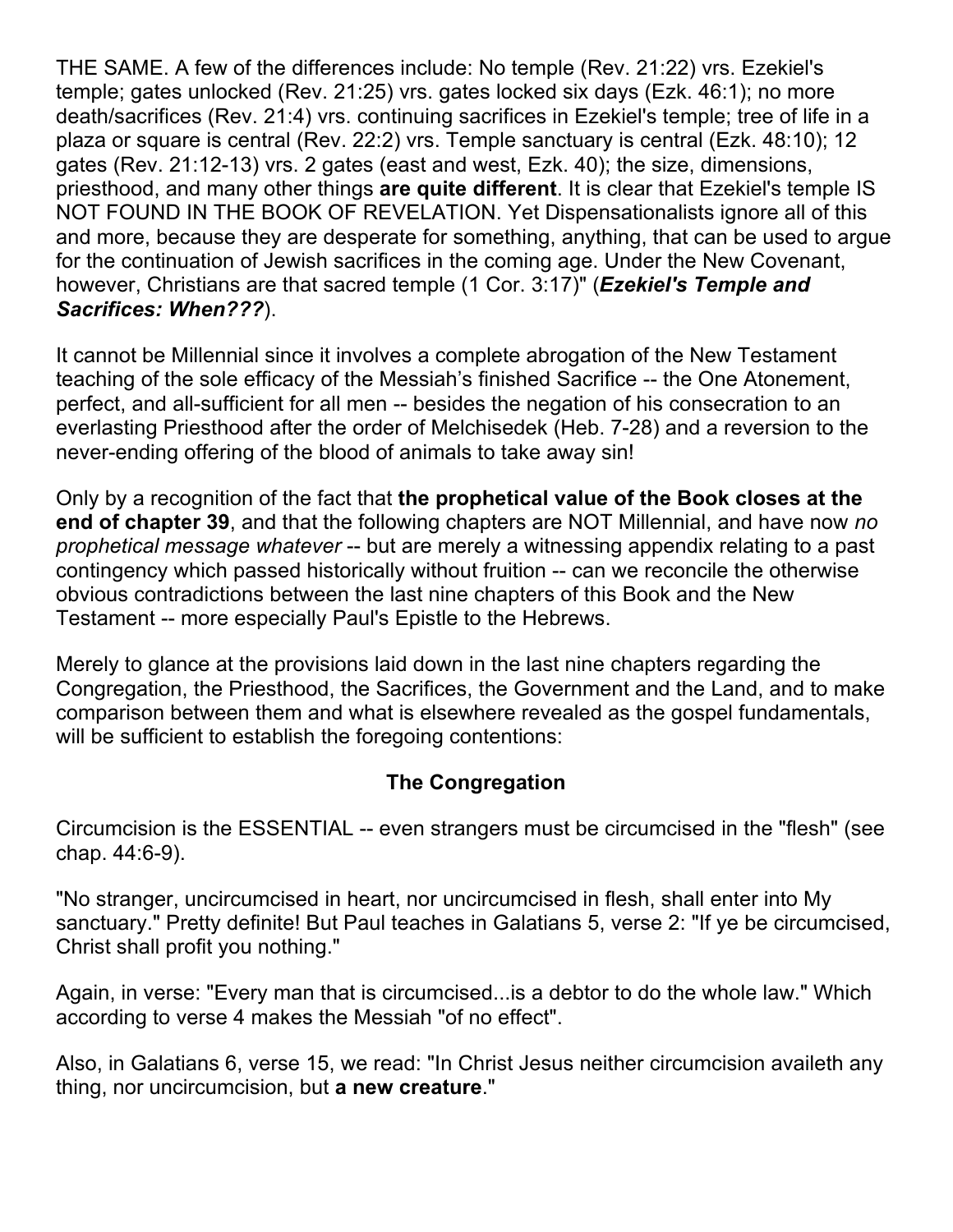THE SAME. A few of the differences include: No temple (Rev. 21:22) vrs. Ezekiel's temple; gates unlocked (Rev. 21:25) vrs. gates locked six days (Ezk. 46:1); no more death/sacrifices (Rev. 21:4) vrs. continuing sacrifices in Ezekiel's temple; tree of life in a plaza or square is central (Rev. 22:2) vrs. Temple sanctuary is central (Ezk. 48:10); 12 gates (Rev. 21:12-13) vrs. 2 gates (east and west, Ezk. 40); the size, dimensions, priesthood, and many other things **are quite different**. It is clear that Ezekiel's temple IS NOT FOUND IN THE BOOK OF REVELATION. Yet Dispensationalists ignore all of this and more, because they are desperate for something, anything, that can be used to argue for the continuation of Jewish sacrifices in the coming age. Under the New Covenant, however, Christians are that sacred temple (1 Cor. 3:17)" (***Ezekiel's Temple and Sacrifices: When???***).

It cannot be Millennial since it involves a complete abrogation of the New Testament teaching of the sole efficacy of the Messiah's finished Sacrifice -- the One Atonement, perfect, and all-sufficient for all men -- besides the negation of his consecration to an everlasting Priesthood after the order of Melchisedek (Heb. 7-28) and a reversion to the never-ending offering of the blood of animals to take away sin!

Only by a recognition of the fact that **the prophetical value of the Book closes at the end of chapter 39**, and that the following chapters are NOT Millennial, and have now *no prophetical message whatever* -- but are merely a witnessing appendix relating to a past contingency which passed historically without fruition -- can we reconcile the otherwise obvious contradictions between the last nine chapters of this Book and the New Testament -- more especially Paul's Epistle to the Hebrews.

Merely to glance at the provisions laid down in the last nine chapters regarding the Congregation, the Priesthood, the Sacrifices, the Government and the Land, and to make comparison between them and what is elsewhere revealed as the gospel fundamentals, will be sufficient to establish the foregoing contentions:

## The Congregation

Circumcision is the ESSENTIAL -- even strangers must be circumcised in the "flesh" (see chap. 44:6-9).

"No stranger, uncircumcised in heart, nor uncircumcised in flesh, shall enter into My sanctuary." Pretty definite! But Paul teaches in Galatians 5, verse 2: "If ye be circumcised, Christ shall profit you nothing."

Again, in verse: "Every man that is circumcised...is a debtor to do the whole law." Which according to verse 4 makes the Messiah "of no effect".

Also, in Galatians 6, verse 15, we read: "In Christ Jesus neither circumcision availeth any thing, nor uncircumcision, but **a new creature**."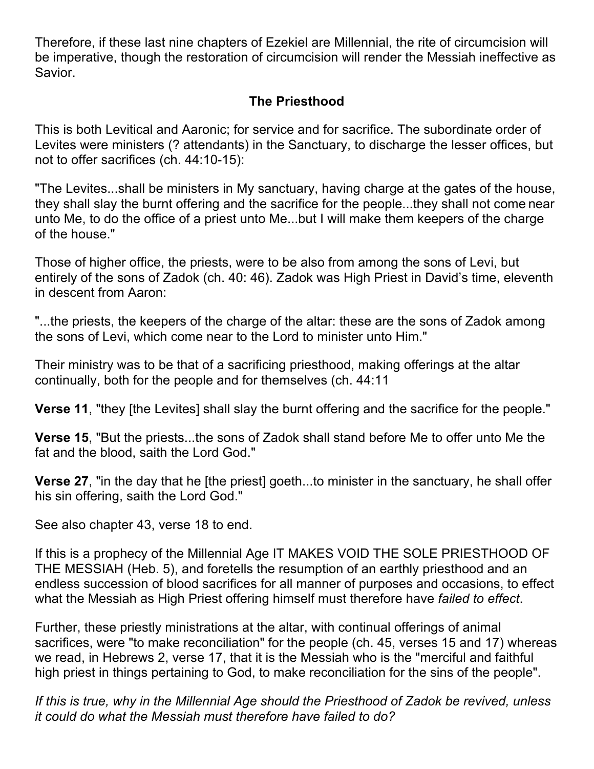Therefore, if these last nine chapters of Ezekiel are Millennial, the rite of circumcision will be imperative, though the restoration of circumcision will render the Messiah ineffective as Savior.

## The Priesthood

This is both Levitical and Aaronic; for service and for sacrifice. The subordinate order of Levites were ministers (? attendants) in the Sanctuary, to discharge the lesser offices, but not to offer sacrifices (ch. 44:10-15):

"The Levites...shall be ministers in My sanctuary, having charge at the gates of the house, they shall slay the burnt offering and the sacrifice for the people...they shall not come near unto Me, to do the office of a priest unto Me...but I will make them keepers of the charge of the house."

Those of higher office, the priests, were to be also from among the sons of Levi, but entirely of the sons of Zadok (ch. 40: 46). Zadok was High Priest in David's time, eleventh in descent from Aaron:

"...the priests, the keepers of the charge of the altar: these are the sons of Zadok among the sons of Levi, which come near to the Lord to minister unto Him."

Their ministry was to be that of a sacrificing priesthood, making offerings at the altar continually, both for the people and for themselves (ch. 44:11

**Verse 11**, "they [the Levites] shall slay the burnt offering and the sacrifice for the people."

**Verse 15**, "But the priests...the sons of Zadok shall stand before Me to offer unto Me the fat and the blood, saith the Lord God."

**Verse 27**, "in the day that he [the priest] goeth...to minister in the sanctuary, he shall offer his sin offering, saith the Lord God."

See also chapter 43, verse 18 to end.

If this is a prophecy of the Millennial Age IT MAKES VOID THE SOLE PRIESTHOOD OF THE MESSIAH (Heb. 5), and foretells the resumption of an earthly priesthood and an endless succession of blood sacrifices for all manner of purposes and occasions, to effect what the Messiah as High Priest offering himself must therefore have *failed to effect*.

Further, these priestly ministrations at the altar, with continual offerings of animal sacrifices, were "to make reconciliation" for the people (ch. 45, verses 15 and 17) whereas we read, in Hebrews 2, verse 17, that it is the Messiah who is the "merciful and faithful high priest in things pertaining to God, to make reconciliation for the sins of the people".

*If this is true, why in the Millennial Age should the Priesthood of Zadok be revived, unless it could do what the Messiah must therefore have failed to do?*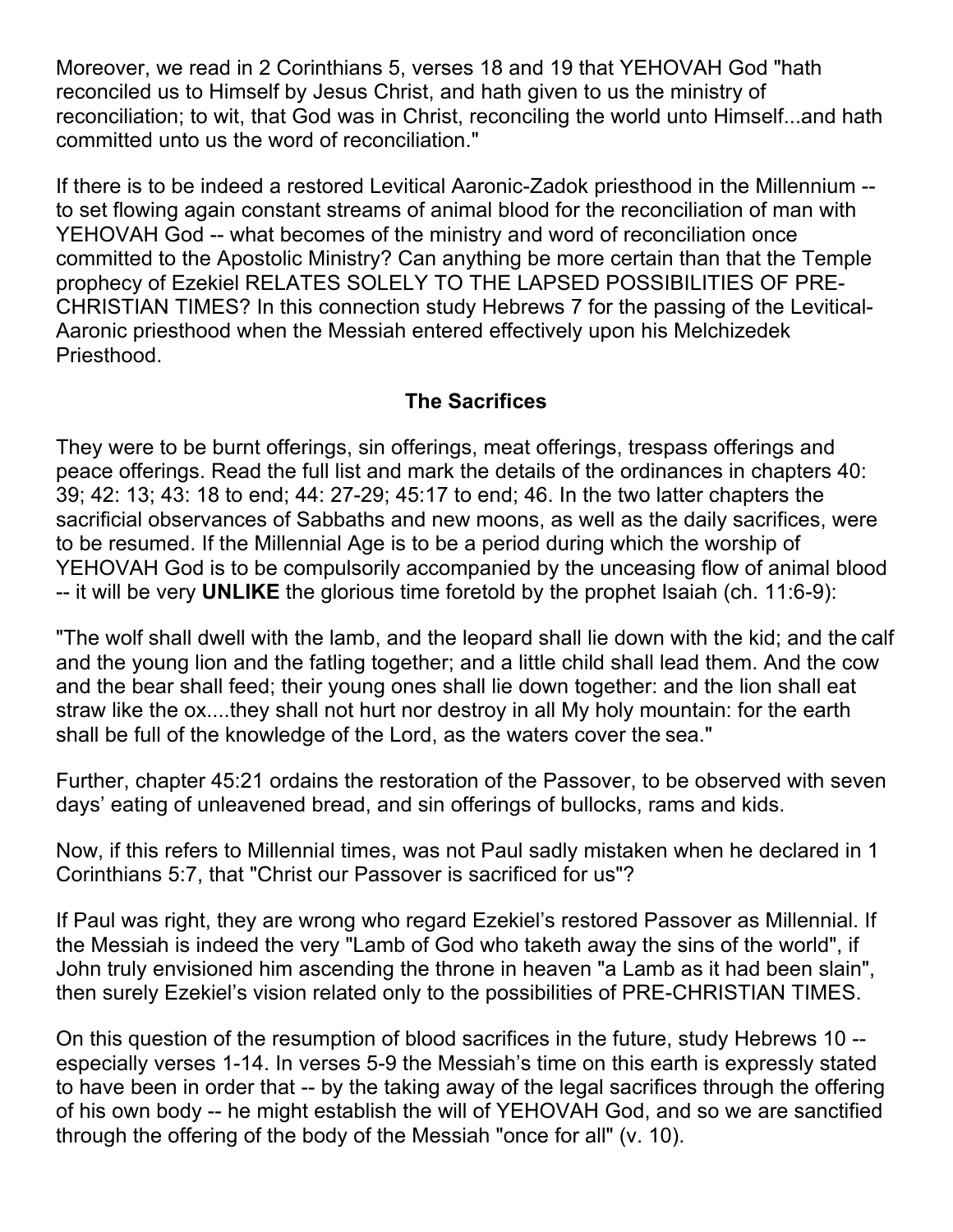Moreover, we read in 2 Corinthians 5, verses 18 and 19 that YEHOVAH God "hath reconciled us to Himself by Jesus Christ, and hath given to us the ministry of reconciliation; to wit, that God was in Christ, reconciling the world unto Himself...and hath committed unto us the word of reconciliation."

If there is to be indeed a restored Levitical Aaronic-Zadok priesthood in the Millennium -- to set flowing again constant streams of animal blood for the reconciliation of man with YEHOVAH God -- what becomes of the ministry and word of reconciliation once committed to the Apostolic Ministry? Can anything be more certain than that the Temple prophecy of Ezekiel RELATES SOLELY TO THE LAPSED POSSIBILITIES OF PRE-CHRISTIAN TIMES? In this connection study Hebrews 7 for the passing of the Levitical-Aaronic priesthood when the Messiah entered effectively upon his Melchizedek Priesthood.

## The Sacrifices

They were to be burnt offerings, sin offerings, meat offerings, trespass offerings and peace offerings. Read the full list and mark the details of the ordinances in chapters 40: 39; 42: 13; 43: 18 to end; 44: 27-29; 45:17 to end; 46. In the two latter chapters the sacrificial observances of Sabbaths and new moons, as well as the daily sacrifices, were to be resumed. If the Millennial Age is to be a period during which the worship of YEHOVAH God is to be compulsorily accompanied by the unceasing flow of animal blood -- it will be very **UNLIKE** the glorious time foretold by the prophet Isaiah (ch. 11:6-9):

"The wolf shall dwell with the lamb, and the leopard shall lie down with the kid; and the calf and the young lion and the fatling together; and a little child shall lead them. And the cow and the bear shall feed; their young ones shall lie down together: and the lion shall eat straw like the ox....they shall not hurt nor destroy in all My holy mountain: for the earth shall be full of the knowledge of the Lord, as the waters cover the sea."

Further, chapter 45:21 ordains the restoration of the Passover, to be observed with seven days' eating of unleavened bread, and sin offerings of bullocks, rams and kids.

Now, if this refers to Millennial times, was not Paul sadly mistaken when he declared in 1 Corinthians 5:7, that "Christ our Passover is sacrificed for us"?

If Paul was right, they are wrong who regard Ezekiel's restored Passover as Millennial. If the Messiah is indeed the very "Lamb of God who taketh away the sins of the world", if John truly envisioned him ascending the throne in heaven "a Lamb as it had been slain", then surely Ezekiel's vision related only to the possibilities of PRE-CHRISTIAN TIMES.

On this question of the resumption of blood sacrifices in the future, study Hebrews 10 -- especially verses 1-14. In verses 5-9 the Messiah's time on this earth is expressly stated to have been in order that -- by the taking away of the legal sacrifices through the offering of his own body -- he might establish the will of YEHOVAH God, and so we are sanctified through the offering of the body of the Messiah "once for all" (v. 10).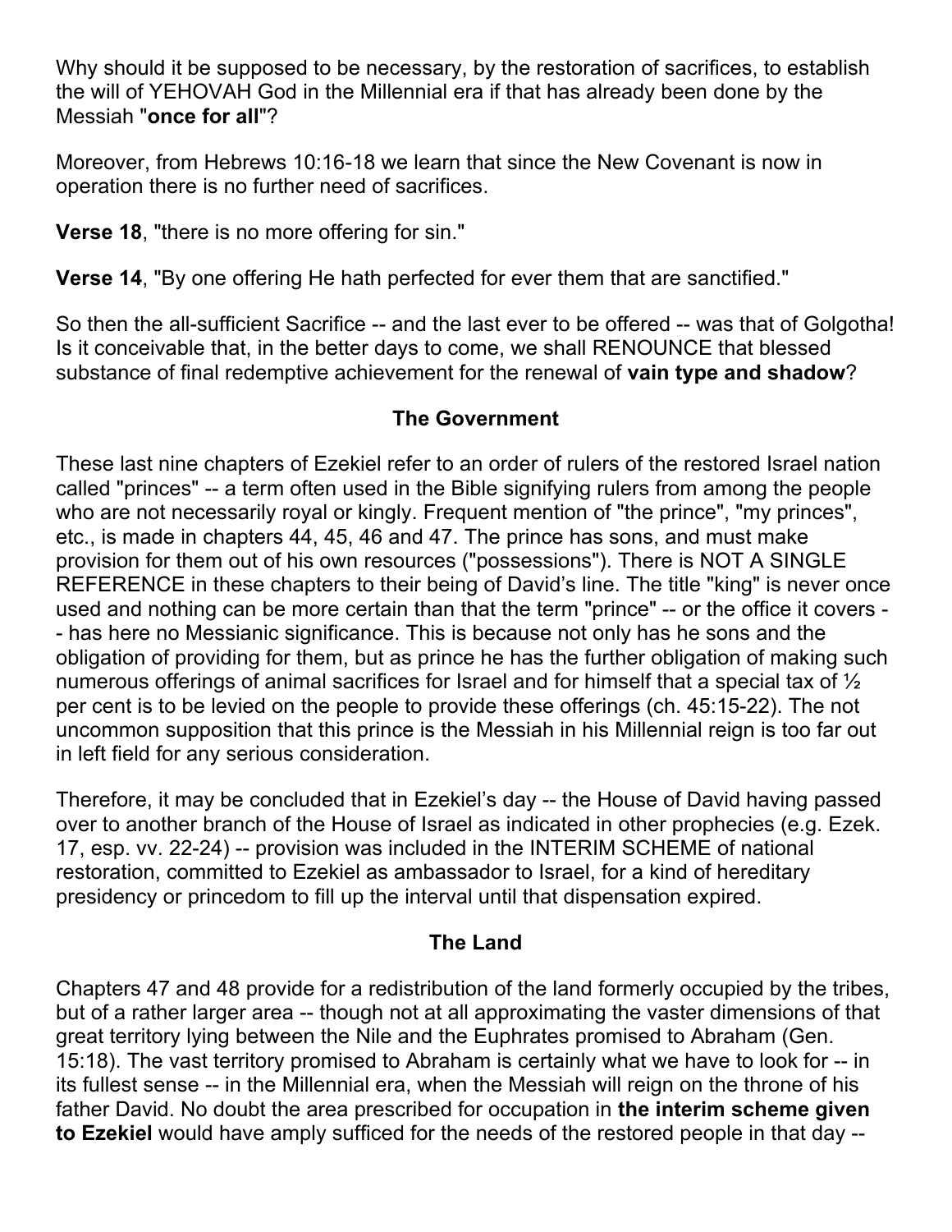Why should it be supposed to be necessary, by the restoration of sacrifices, to establish the will of YEHOVAH God in the Millennial era if that has already been done by the Messiah "**once for all**"?

Moreover, from Hebrews 10:16-18 we learn that since the New Covenant is now in operation there is no further need of sacrifices.

**Verse 18**, "there is no more offering for sin."

**Verse 14**, "By one offering He hath perfected for ever them that are sanctified."

So then the all-sufficient Sacrifice -- and the last ever to be offered -- was that of Golgotha! Is it conceivable that, in the better days to come, we shall RENOUNCE that blessed substance of final redemptive achievement for the renewal of **vain type and shadow**?

## The Government

These last nine chapters of Ezekiel refer to an order of rulers of the restored Israel nation called "princes" -- a term often used in the Bible signifying rulers from among the people who are not necessarily royal or kingly. Frequent mention of "the prince", "my princes", etc., is made in chapters 44, 45, 46 and 47. The prince has sons, and must make provision for them out of his own resources ("possessions"). There is NOT A SINGLE REFERENCE in these chapters to their being of David's line. The title "king" is never once used and nothing can be more certain than that the term "prince" -- or the office it covers -- has here no Messianic significance. This is because not only has he sons and the obligation of providing for them, but as prince he has the further obligation of making such numerous offerings of animal sacrifices for Israel and for himself that a special tax of ½ per cent is to be levied on the people to provide these offerings (ch. 45:15-22). The not uncommon supposition that this prince is the Messiah in his Millennial reign is too far out in left field for any serious consideration.

Therefore, it may be concluded that in Ezekiel's day -- the House of David having passed over to another branch of the House of Israel as indicated in other prophecies (e.g. Ezek. 17, esp. vv. 22-24) -- provision was included in the INTERIM SCHEME of national restoration, committed to Ezekiel as ambassador to Israel, for a kind of hereditary presidency or princedom to fill up the interval until that dispensation expired.

## The Land

Chapters 47 and 48 provide for a redistribution of the land formerly occupied by the tribes, but of a rather larger area -- though not at all approximating the vaster dimensions of that great territory lying between the Nile and the Euphrates promised to Abraham (Gen. 15:18). The vast territory promised to Abraham is certainly what we have to look for -- in its fullest sense -- in the Millennial era, when the Messiah will reign on the throne of his father David. No doubt the area prescribed for occupation in **the interim scheme given to Ezekiel** would have amply sufficed for the needs of the restored people in that day --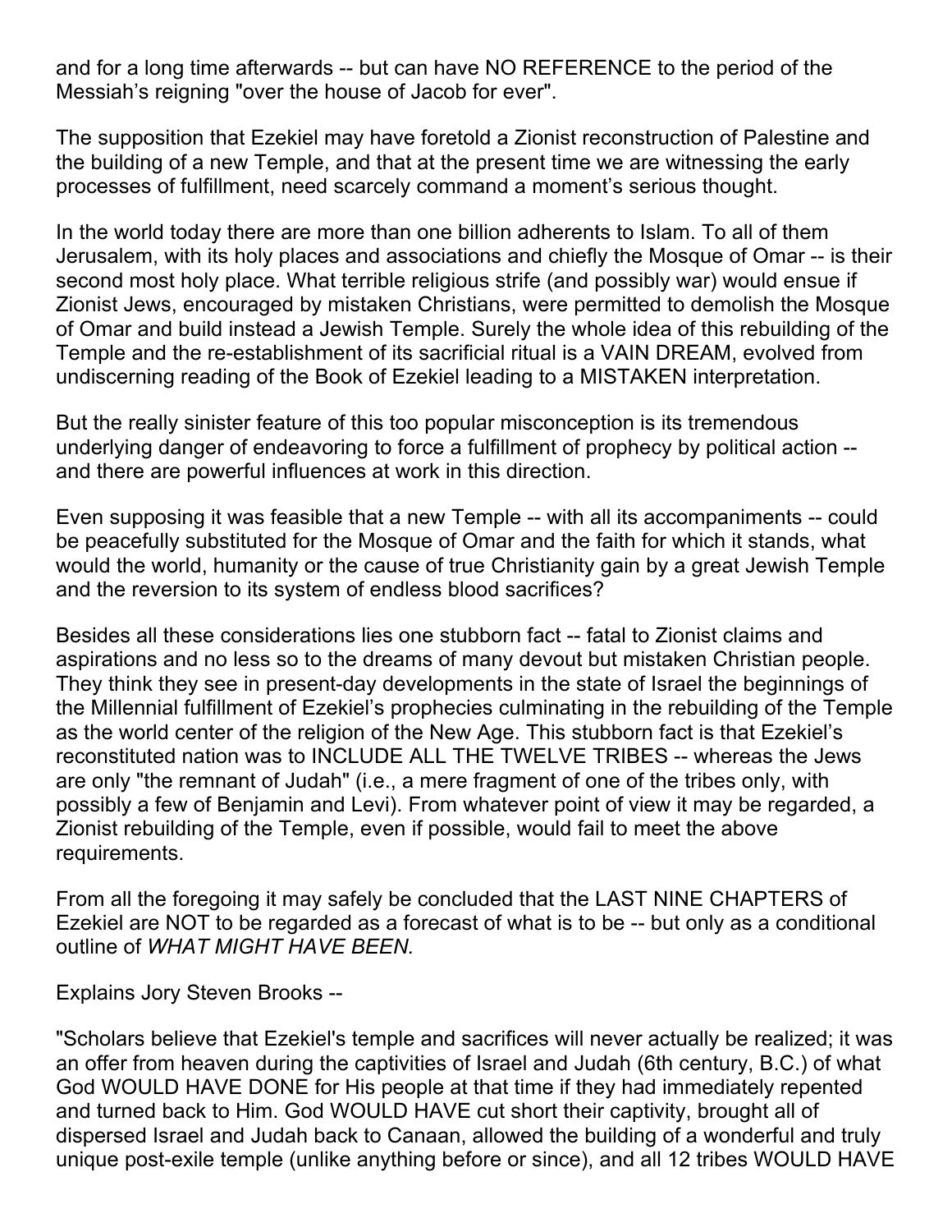and for a long time afterwards -- but can have NO REFERENCE to the period of the Messiah's reigning "over the house of Jacob for ever".

The supposition that Ezekiel may have foretold a Zionist reconstruction of Palestine and the building of a new Temple, and that at the present time we are witnessing the early processes of fulfillment, need scarcely command a moment's serious thought.

In the world today there are more than one billion adherents to Islam. To all of them Jerusalem, with its holy places and associations and chiefly the Mosque of Omar -- is their second most holy place. What terrible religious strife (and possibly war) would ensue if Zionist Jews, encouraged by mistaken Christians, were permitted to demolish the Mosque of Omar and build instead a Jewish Temple. Surely the whole idea of this rebuilding of the Temple and the re-establishment of its sacrificial ritual is a VAIN DREAM, evolved from undiscerning reading of the Book of Ezekiel leading to a MISTAKEN interpretation.

But the really sinister feature of this too popular misconception is its tremendous underlying danger of endeavoring to force a fulfillment of prophecy by political action -- and there are powerful influences at work in this direction.

Even supposing it was feasible that a new Temple -- with all its accompaniments -- could be peacefully substituted for the Mosque of Omar and the faith for which it stands, what would the world, humanity or the cause of true Christianity gain by a great Jewish Temple and the reversion to its system of endless blood sacrifices?

Besides all these considerations lies one stubborn fact -- fatal to Zionist claims and aspirations and no less so to the dreams of many devout but mistaken Christian people. They think they see in present-day developments in the state of Israel the beginnings of the Millennial fulfillment of Ezekiel's prophecies culminating in the rebuilding of the Temple as the world center of the religion of the New Age. This stubborn fact is that Ezekiel's reconstituted nation was to INCLUDE ALL THE TWELVE TRIBES -- whereas the Jews are only "the remnant of Judah" (i.e., a mere fragment of one of the tribes only, with possibly a few of Benjamin and Levi). From whatever point of view it may be regarded, a Zionist rebuilding of the Temple, even if possible, would fail to meet the above requirements.

From all the foregoing it may safely be concluded that the LAST NINE CHAPTERS of Ezekiel are NOT to be regarded as a forecast of what is to be -- but only as a conditional outline of *WHAT MIGHT HAVE BEEN.*

Explains Jory Steven Brooks --

"Scholars believe that Ezekiel's temple and sacrifices will never actually be realized; it was an offer from heaven during the captivities of Israel and Judah (6th century, B.C.) of what God WOULD HAVE DONE for His people at that time if they had immediately repented and turned back to Him. God WOULD HAVE cut short their captivity, brought all of dispersed Israel and Judah back to Canaan, allowed the building of a wonderful and truly unique post-exile temple (unlike anything before or since), and all 12 tribes WOULD HAVE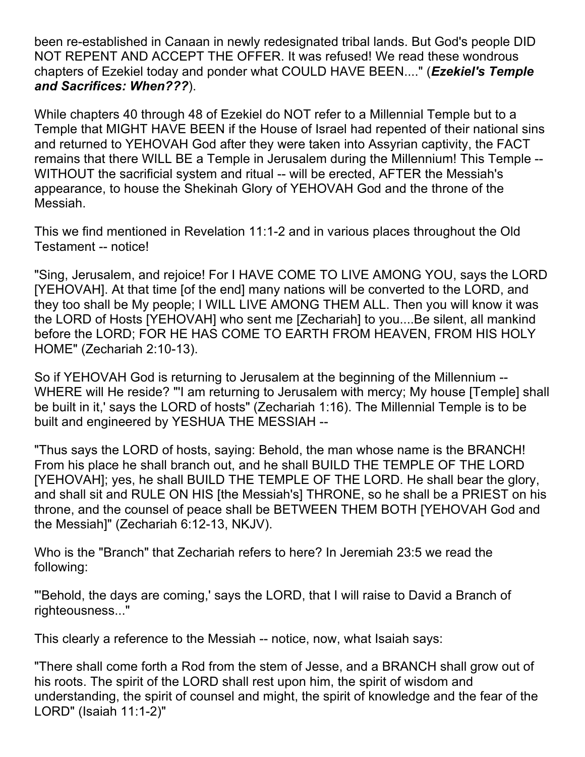been re-established in Canaan in newly redesignated tribal lands. But God's people DID NOT REPENT AND ACCEPT THE OFFER. It was refused! We read these wondrous chapters of Ezekiel today and ponder what COULD HAVE BEEN...." (***Ezekiel's Temple and Sacrifices: When???***).

While chapters 40 through 48 of Ezekiel do NOT refer to a Millennial Temple but to a Temple that MIGHT HAVE BEEN if the House of Israel had repented of their national sins and returned to YEHOVAH God after they were taken into Assyrian captivity, the FACT remains that there WILL BE a Temple in Jerusalem during the Millennium! This Temple -- WITHOUT the sacrificial system and ritual -- will be erected, AFTER the Messiah's appearance, to house the Shekinah Glory of YEHOVAH God and the throne of the Messiah.

This we find mentioned in Revelation 11:1-2 and in various places throughout the Old Testament -- notice!

"Sing, Jerusalem, and rejoice! For I HAVE COME TO LIVE AMONG YOU, says the LORD [YEHOVAH]. At that time [of the end] many nations will be converted to the LORD, and they too shall be My people; I WILL LIVE AMONG THEM ALL. Then you will know it was the LORD of Hosts [YEHOVAH] who sent me [Zechariah] to you....Be silent, all mankind before the LORD; FOR HE HAS COME TO EARTH FROM HEAVEN, FROM HIS HOLY HOME" (Zechariah 2:10-13).

So if YEHOVAH God is returning to Jerusalem at the beginning of the Millennium -- WHERE will He reside? "'I am returning to Jerusalem with mercy; My house [Temple] shall be built in it,' says the LORD of hosts" (Zechariah 1:16). The Millennial Temple is to be built and engineered by YESHUA THE MESSIAH --

"Thus says the LORD of hosts, saying: Behold, the man whose name is the BRANCH! From his place he shall branch out, and he shall BUILD THE TEMPLE OF THE LORD [YEHOVAH]; yes, he shall BUILD THE TEMPLE OF THE LORD. He shall bear the glory, and shall sit and RULE ON HIS [the Messiah's] THRONE, so he shall be a PRIEST on his throne, and the counsel of peace shall be BETWEEN THEM BOTH [YEHOVAH God and the Messiah]" (Zechariah 6:12-13, NKJV).

Who is the "Branch" that Zechariah refers to here? In Jeremiah 23:5 we read the following:

"'Behold, the days are coming,' says the LORD, that I will raise to David a Branch of righteousness..."

This clearly a reference to the Messiah -- notice, now, what Isaiah says:

"There shall come forth a Rod from the stem of Jesse, and a BRANCH shall grow out of his roots. The spirit of the LORD shall rest upon him, the spirit of wisdom and understanding, the spirit of counsel and might, the spirit of knowledge and the fear of the LORD" (Isaiah 11:1-2)"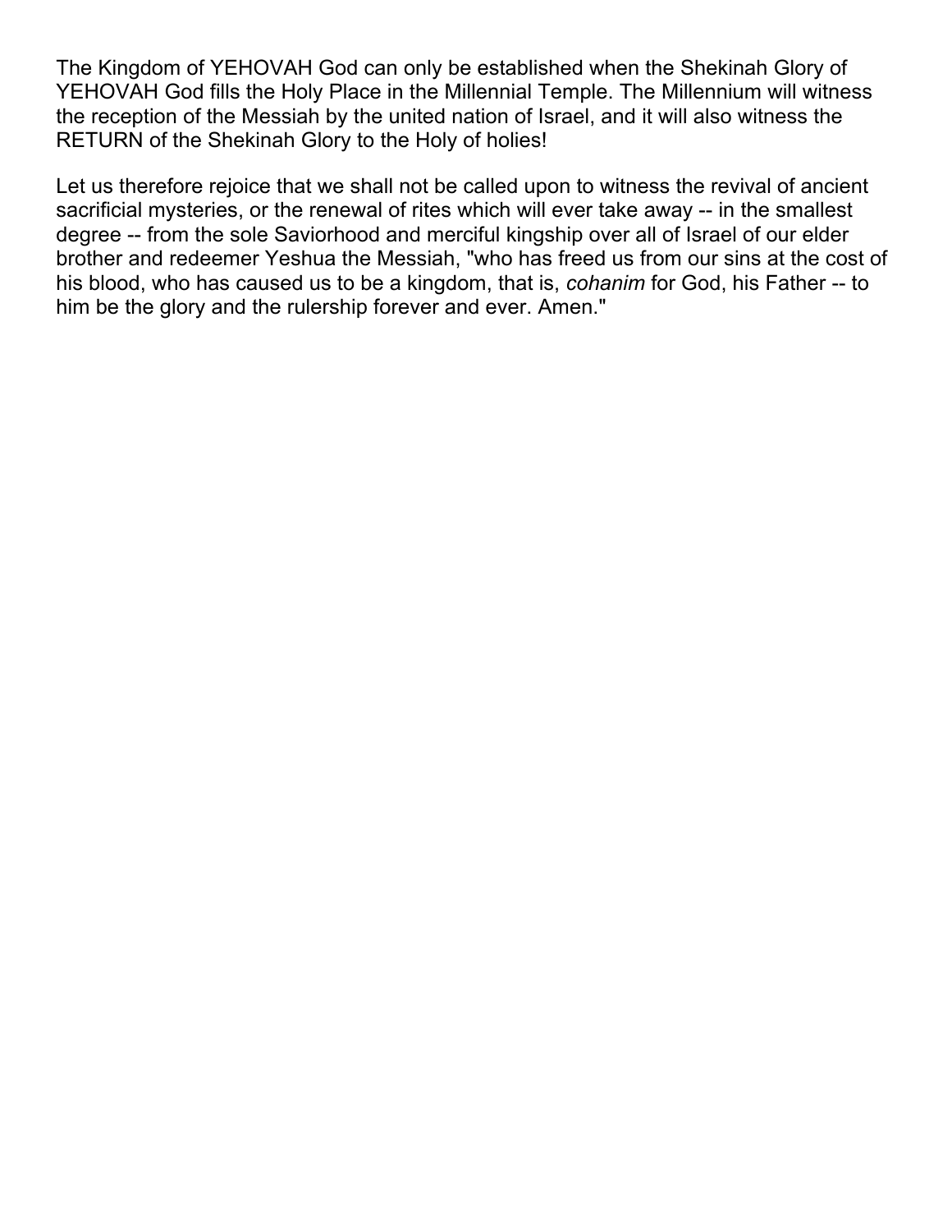The Kingdom of YEHOVAH God can only be established when the Shekinah Glory of YEHOVAH God fills the Holy Place in the Millennial Temple. The Millennium will witness the reception of the Messiah by the united nation of Israel, and it will also witness the RETURN of the Shekinah Glory to the Holy of holies!

Let us therefore rejoice that we shall not be called upon to witness the revival of ancient sacrificial mysteries, or the renewal of rites which will ever take away -- in the smallest degree -- from the sole Saviorhood and merciful kingship over all of Israel of our elder brother and redeemer Yeshua the Messiah, "who has freed us from our sins at the cost of his blood, who has caused us to be a kingdom, that is, *cohanim* for God, his Father -- to him be the glory and the rulership forever and ever. Amen."